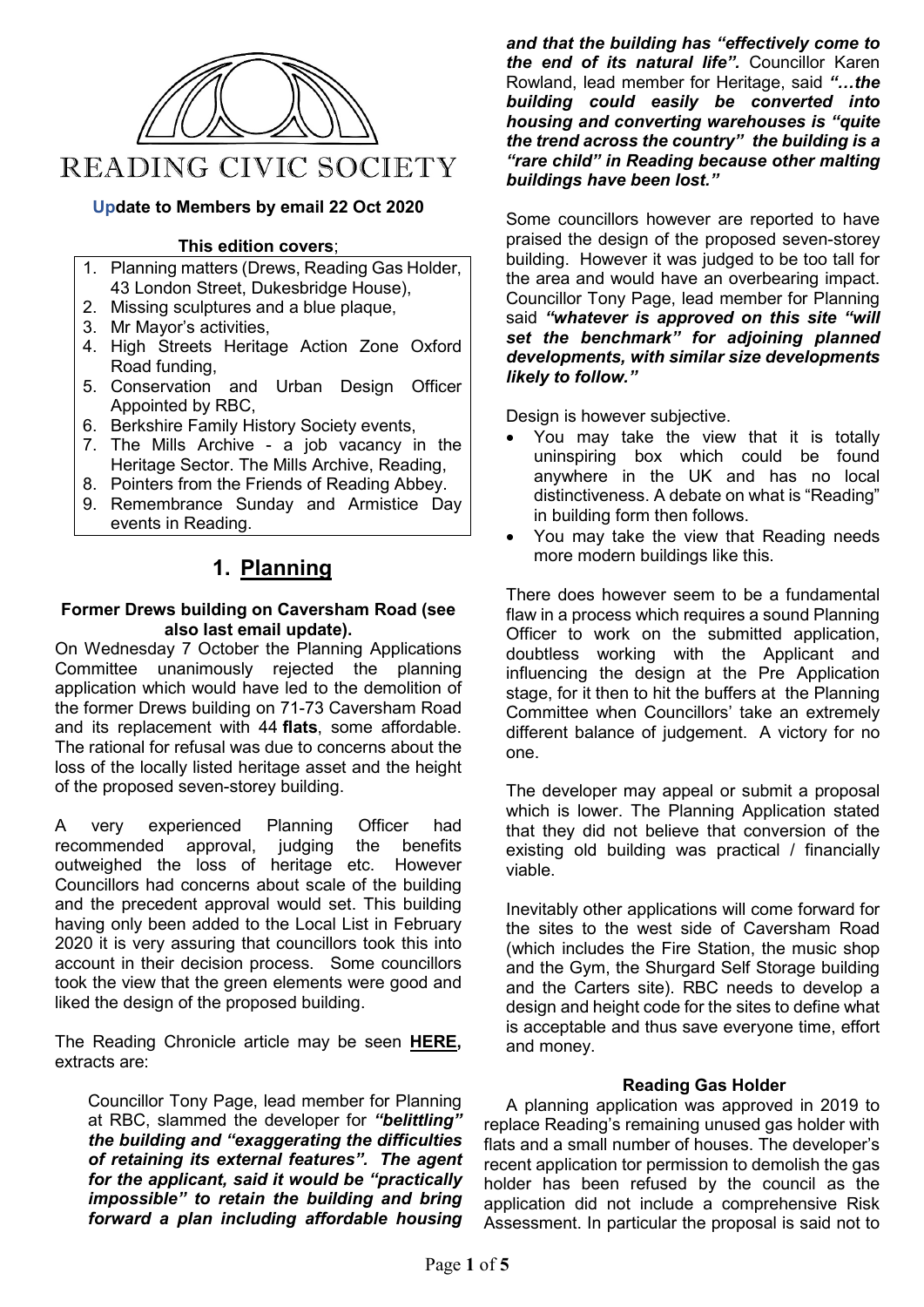# READING CIVIC SOCIETY

**Update to Members by email 22 Oct 2020**

**This edition covers**;

1. Planning matters (Drews, Reading Gas Holder, 43 London Street, Dukesbridge House),
2. Missing sculptures and a blue plaque,
3. Mr Mayor's activities,
4. High Streets Heritage Action Zone Oxford Road funding,
5. Conservation and Urban Design Officer Appointed by RBC,
6. Berkshire Family History Society events,
7. The Mills Archive - a job vacancy in the Heritage Sector. The Mills Archive, Reading,
8. Pointers from the Friends of Reading Abbey.
9. Remembrance Sunday and Armistice Day events in Reading.

## 1. Planning

### Former Drews building on Caversham Road (see also last email update).

On Wednesday 7 October the Planning Applications Committee unanimously rejected the planning application which would have led to the demolition of the former Drews building on 71-73 Caversham Road and its replacement with 44 **flats**, some affordable. The rational for refusal was due to concerns about the loss of the locally listed heritage asset and the height of the proposed seven-storey building.

A very experienced Planning Officer had recommended approval, judging the benefits outweighed the loss of heritage etc. However Councillors had concerns about scale of the building and the precedent approval would set. This building having only been added to the Local List in February 2020 it is very assuring that councillors took this into account in their decision process. Some councillors took the view that the green elements were good and liked the design of the proposed building.

The Reading Chronicle article may be seen **HERE,** extracts are:

> Councillor Tony Page, lead member for Planning at RBC, slammed the developer for ***"belittling" the building and "exaggerating the difficulties of retaining its external features". The agent for the applicant, said it would be "practically impossible" to retain the building and bring forward a plan including affordable housing and that the building has "effectively come to the end of its natural life".*** Councillor Karen Rowland, lead member for Heritage, said ***"…the building could easily be converted into housing and converting warehouses is "quite the trend across the country" the building is a "rare child" in Reading because other malting buildings have been lost."***

Some councillors however are reported to have praised the design of the proposed seven-storey building. However it was judged to be too tall for the area and would have an overbearing impact. Councillor Tony Page, lead member for Planning said ***"whatever is approved on this site "will set the benchmark" for adjoining planned developments, with similar size developments likely to follow."***

Design is however subjective.

- You may take the view that it is totally uninspiring box which could be found anywhere in the UK and has no local distinctiveness. A debate on what is "Reading" in building form then follows.
- You may take the view that Reading needs more modern buildings like this.

There does however seem to be a fundamental flaw in a process which requires a sound Planning Officer to work on the submitted application, doubtless working with the Applicant and influencing the design at the Pre Application stage, for it then to hit the buffers at the Planning Committee when Councillors' take an extremely different balance of judgement. A victory for no one.

The developer may appeal or submit a proposal which is lower. The Planning Application stated that they did not believe that conversion of the existing old building was practical / financially viable.

Inevitably other applications will come forward for the sites to the west side of Caversham Road (which includes the Fire Station, the music shop and the Gym, the Shurgard Self Storage building and the Carters site). RBC needs to develop a design and height code for the sites to define what is acceptable and thus save everyone time, effort and money.

### Reading Gas Holder

A planning application was approved in 2019 to replace Reading's remaining unused gas holder with flats and a small number of houses. The developer's recent application tor permission to demolish the gas holder has been refused by the council as the application did not include a comprehensive Risk Assessment. In particular the proposal is said not to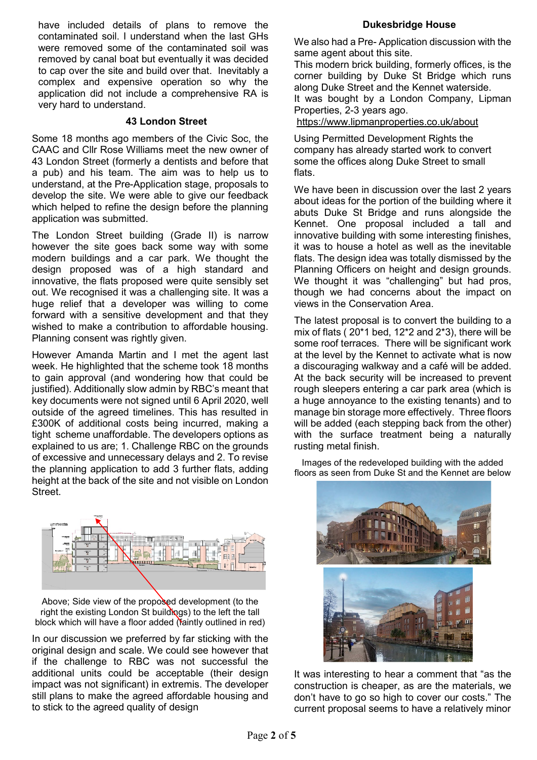have included details of plans to remove the contaminated soil. I understand when the last GHs were removed some of the contaminated soil was removed by canal boat but eventually it was decided to cap over the site and build over that. Inevitably a complex and expensive operation so why the application did not include a comprehensive RA is very hard to understand.

### 43 London Street

Some 18 months ago members of the Civic Soc, the CAAC and Cllr Rose Williams meet the new owner of 43 London Street (formerly a dentists and before that a pub) and his team. The aim was to help us to understand, at the Pre-Application stage, proposals to develop the site. We were able to give our feedback which helped to refine the design before the planning application was submitted.

The London Street building (Grade II) is narrow however the site goes back some way with some modern buildings and a car park. We thought the design proposed was of a high standard and innovative, the flats proposed were quite sensibly set out. We recognised it was a challenging site. It was a huge relief that a developer was willing to come forward with a sensitive development and that they wished to make a contribution to affordable housing. Planning consent was rightly given.

However Amanda Martin and I met the agent last week. He highlighted that the scheme took 18 months to gain approval (and wondering how that could be justified). Additionally slow admin by RBC's meant that key documents were not signed until 6 April 2020, well outside of the agreed timelines. This has resulted in £300K of additional costs being incurred, making a tight scheme unaffordable. The developers options as explained to us are; 1. Challenge RBC on the grounds of excessive and unnecessary delays and 2. To revise the planning application to add 3 further flats, adding height at the back of the site and not visible on London Street.

Above; Side view of the proposed development (to the right the existing London St buildings) to the left the tall block which will have a floor added (faintly outlined in red)

In our discussion we preferred by far sticking with the original design and scale. We could see however that if the challenge to RBC was not successful the additional units could be acceptable (their design impact was not significant) in extremis. The developer still plans to make the agreed affordable housing and to stick to the agreed quality of design

### Dukesbridge House

We also had a Pre- Application discussion with the same agent about this site.
This modern brick building, formerly offices, is the corner building by Duke St Bridge which runs along Duke Street and the Kennet waterside.
It was bought by a London Company, Lipman Properties, 2-3 years ago.
https://www.lipmanproperties.co.uk/about

Using Permitted Development Rights the company has already started work to convert some the offices along Duke Street to small flats.

We have been in discussion over the last 2 years about ideas for the portion of the building where it abuts Duke St Bridge and runs alongside the Kennet. One proposal included a tall and innovative building with some interesting finishes, it was to house a hotel as well as the inevitable flats. The design idea was totally dismissed by the Planning Officers on height and design grounds. We thought it was "challenging" but had pros, though we had concerns about the impact on views in the Conservation Area.

The latest proposal is to convert the building to a mix of flats ( 20*1 bed, 12*2 and 2*3), there will be some roof terraces. There will be significant work at the level by the Kennet to activate what is now a discouraging walkway and a café will be added. At the back security will be increased to prevent rough sleepers entering a car park area (which is a huge annoyance to the existing tenants) and to manage bin storage more effectively. Three floors will be added (each stepping back from the other) with the surface treatment being a naturally rusting metal finish.

Images of the redeveloped building with the added floors as seen from Duke St and the Kennet are below

It was interesting to hear a comment that "as the construction is cheaper, as are the materials, we don't have to go so high to cover our costs." The current proposal seems to have a relatively minor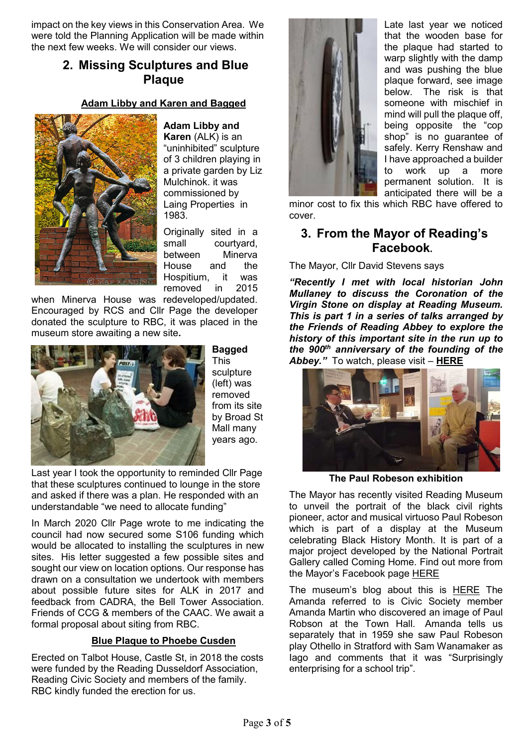impact on the key views in this Conservation Area. We were told the Planning Application will be made within the next few weeks. We will consider our views.

## 2. Missing Sculptures and Blue Plaque

### Adam Libby and Karen and Bagged

**Adam Libby and Karen** (ALK) is an "uninhibited" sculpture of 3 children playing in a private garden by Liz Mulchinok. it was commissioned by Laing Properties in 1983.

Originally sited in a small courtyard, between Minerva House and the Hospitium, it was removed in 2015 when Minerva House was redeveloped/updated. Encouraged by RCS and Cllr Page the developer donated the sculpture to RBC, it was placed in the museum store awaiting a new site**.**

**Bagged** This sculpture (left) was removed from its site by Broad St Mall many years ago.

Last year I took the opportunity to reminded Cllr Page that these sculptures continued to lounge in the store and asked if there was a plan. He responded with an understandable "we need to allocate funding"

In March 2020 Cllr Page wrote to me indicating the council had now secured some S106 funding which would be allocated to installing the sculptures in new sites. His letter suggested a few possible sites and sought our view on location options. Our response has drawn on a consultation we undertook with members about possible future sites for ALK in 2017 and feedback from CADRA, the Bell Tower Association. Friends of CCG & members of the CAAC. We await a formal proposal about siting from RBC.

### Blue Plaque to Phoebe Cusden

Erected on Talbot House, Castle St, in 2018 the costs were funded by the Reading Dusseldorf Association, Reading Civic Society and members of the family. RBC kindly funded the erection for us.

Late last year we noticed that the wooden base for the plaque had started to warp slightly with the damp and was pushing the blue plaque forward, see image below. The risk is that someone with mischief in mind will pull the plaque off, being opposite the "cop shop" is no guarantee of safely. Kerry Renshaw and I have approached a builder to work up a more permanent solution. It is anticipated there will be a minor cost to fix this which RBC have offered to cover.

## 3. From the Mayor of Reading's Facebook.

The Mayor, Cllr David Stevens says

***"Recently I met with local historian John Mullaney to discuss the Coronation of the Virgin Stone on display at Reading Museum. This is part 1 in a series of talks arranged by the Friends of Reading Abbey to explore the history of this important site in the run up to the 900th anniversary of the founding of the Abbey."*** To watch, please visit – **HERE**

**The Paul Robeson exhibition**

The Mayor has recently visited Reading Museum to unveil the portrait of the black civil rights pioneer, actor and musical virtuoso Paul Robeson which is part of a display at the Museum celebrating Black History Month. It is part of a major project developed by the National Portrait Gallery called Coming Home. Find out more from the Mayor's Facebook page HERE

The museum's blog about this is HERE The Amanda referred to is Civic Society member Amanda Martin who discovered an image of Paul Robson at the Town Hall. Amanda tells us separately that in 1959 she saw Paul Robeson play Othello in Stratford with Sam Wanamaker as Iago and comments that it was "Surprisingly enterprising for a school trip".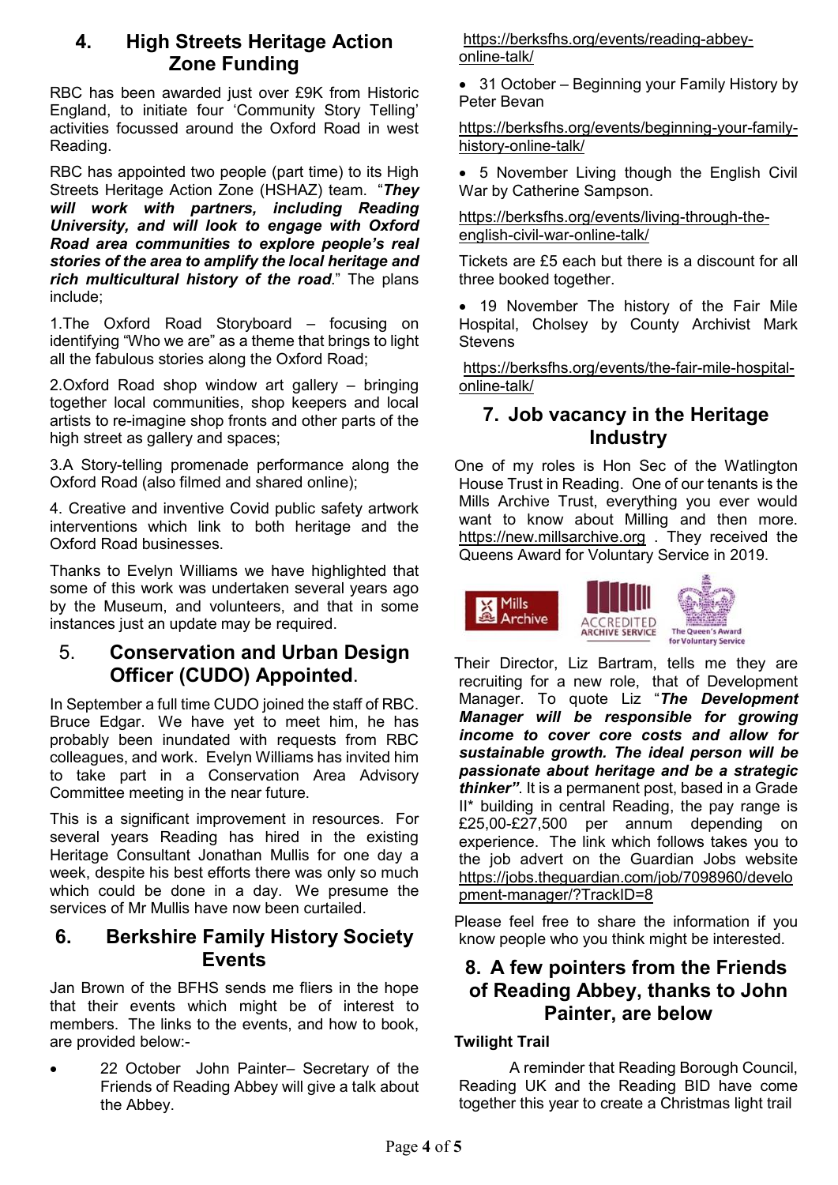## 4. High Streets Heritage Action Zone Funding

RBC has been awarded just over £9K from Historic England, to initiate four 'Community Story Telling' activities focussed around the Oxford Road in west Reading.

RBC has appointed two people (part time) to its High Streets Heritage Action Zone (HSHAZ) team. "***They will work with partners, including Reading University, and will look to engage with Oxford Road area communities to explore people's real stories of the area to amplify the local heritage and rich multicultural history of the road***." The plans include;

1.The Oxford Road Storyboard – focusing on identifying "Who we are" as a theme that brings to light all the fabulous stories along the Oxford Road;

2.Oxford Road shop window art gallery – bringing together local communities, shop keepers and local artists to re-imagine shop fronts and other parts of the high street as gallery and spaces;

3.A Story-telling promenade performance along the Oxford Road (also filmed and shared online);

4. Creative and inventive Covid public safety artwork interventions which link to both heritage and the Oxford Road businesses.

Thanks to Evelyn Williams we have highlighted that some of this work was undertaken several years ago by the Museum, and volunteers, and that in some instances just an update may be required.

## 5. Conservation and Urban Design Officer (CUDO) Appointed.

In September a full time CUDO joined the staff of RBC. Bruce Edgar. We have yet to meet him, he has probably been inundated with requests from RBC colleagues, and work. Evelyn Williams has invited him to take part in a Conservation Area Advisory Committee meeting in the near future.

This is a significant improvement in resources. For several years Reading has hired in the existing Heritage Consultant Jonathan Mullis for one day a week, despite his best efforts there was only so much which could be done in a day. We presume the services of Mr Mullis have now been curtailed.

## 6. Berkshire Family History Society Events

Jan Brown of the BFHS sends me fliers in the hope that their events which might be of interest to members. The links to the events, and how to book, are provided below:-

- 22 October John Painter– Secretary of the Friends of Reading Abbey will give a talk about the Abbey.

https://berksfhs.org/events/reading-abbey-online-talk/

- 31 October – Beginning your Family History by Peter Bevan

https://berksfhs.org/events/beginning-your-family-history-online-talk/

- 5 November Living though the English Civil War by Catherine Sampson.

https://berksfhs.org/events/living-through-the-english-civil-war-online-talk/

Tickets are £5 each but there is a discount for all three booked together.

- 19 November The history of the Fair Mile Hospital, Cholsey by County Archivist Mark Stevens

https://berksfhs.org/events/the-fair-mile-hospital-online-talk/

## 7. Job vacancy in the Heritage Industry

One of my roles is Hon Sec of the Watlington House Trust in Reading. One of our tenants is the Mills Archive Trust, everything you ever would want to know about Milling and then more. https://new.millsarchive.org . They received the Queens Award for Voluntary Service in 2019.

Mills Archive | ACCREDITED ARCHIVE SERVICE | The Queen's Award for Voluntary Service

Their Director, Liz Bartram, tells me they are recruiting for a new role, that of Development Manager. To quote Liz "***The Development Manager will be responsible for growing income to cover core costs and allow for sustainable growth. The ideal person will be passionate about heritage and be a strategic thinker"***. It is a permanent post, based in a Grade II* building in central Reading, the pay range is £25,00-£27,500 per annum depending on experience. The link which follows takes you to the job advert on the Guardian Jobs website https://jobs.theguardian.com/job/7098960/development-manager/?TrackID=8

Please feel free to share the information if you know people who you think might be interested.

## 8. A few pointers from the Friends of Reading Abbey, thanks to John Painter, are below

**Twilight Trail**

A reminder that Reading Borough Council, Reading UK and the Reading BID have come together this year to create a Christmas light trail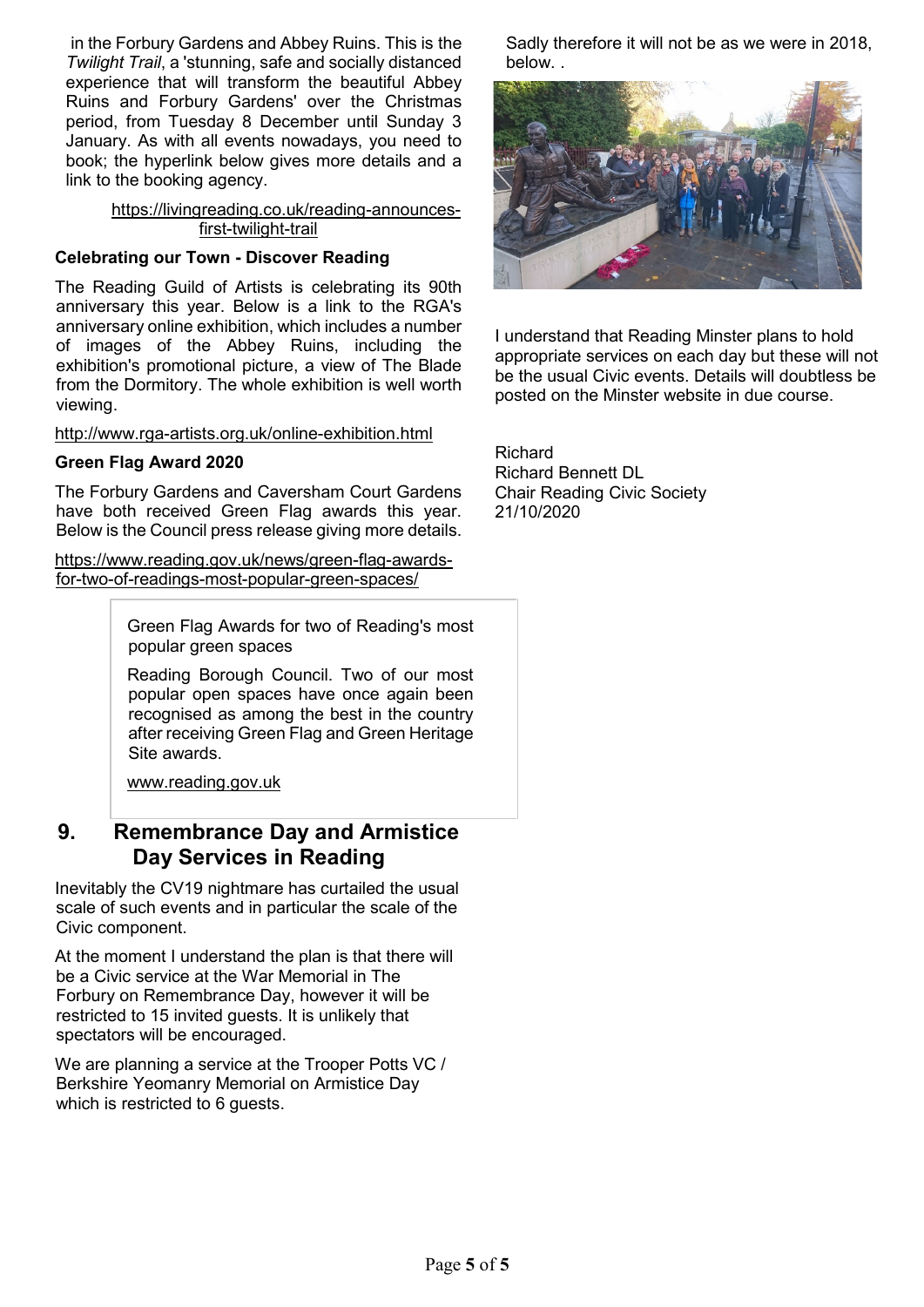in the Forbury Gardens and Abbey Ruins. This is the *Twilight Trail*, a 'stunning, safe and socially distanced experience that will transform the beautiful Abbey Ruins and Forbury Gardens' over the Christmas period, from Tuesday 8 December until Sunday 3 January. As with all events nowadays, you need to book; the hyperlink below gives more details and a link to the booking agency.

https://livingreading.co.uk/reading-announces-first-twilight-trail

**Celebrating our Town - Discover Reading**

The Reading Guild of Artists is celebrating its 90th anniversary this year. Below is a link to the RGA's anniversary online exhibition, which includes a number of images of the Abbey Ruins, including the exhibition's promotional picture, a view of The Blade from the Dormitory. The whole exhibition is well worth viewing.

http://www.rga-artists.org.uk/online-exhibition.html

**Green Flag Award 2020**

The Forbury Gardens and Caversham Court Gardens have both received Green Flag awards this year. Below is the Council press release giving more details.

https://www.reading.gov.uk/news/green-flag-awards-for-two-of-readings-most-popular-green-spaces/

> Green Flag Awards for two of Reading's most popular green spaces
>
> Reading Borough Council. Two of our most popular open spaces have once again been recognised as among the best in the country after receiving Green Flag and Green Heritage Site awards.
>
> www.reading.gov.uk

## 9. Remembrance Day and Armistice Day Services in Reading

Inevitably the CV19 nightmare has curtailed the usual scale of such events and in particular the scale of the Civic component.

At the moment I understand the plan is that there will be a Civic service at the War Memorial in The Forbury on Remembrance Day, however it will be restricted to 15 invited guests. It is unlikely that spectators will be encouraged.

We are planning a service at the Trooper Potts VC / Berkshire Yeomanry Memorial on Armistice Day which is restricted to 6 guests.

Sadly therefore it will not be as we were in 2018, below. .

I understand that Reading Minster plans to hold appropriate services on each day but these will not be the usual Civic events. Details will doubtless be posted on the Minster website in due course.

Richard
Richard Bennett DL
Chair Reading Civic Society
21/10/2020